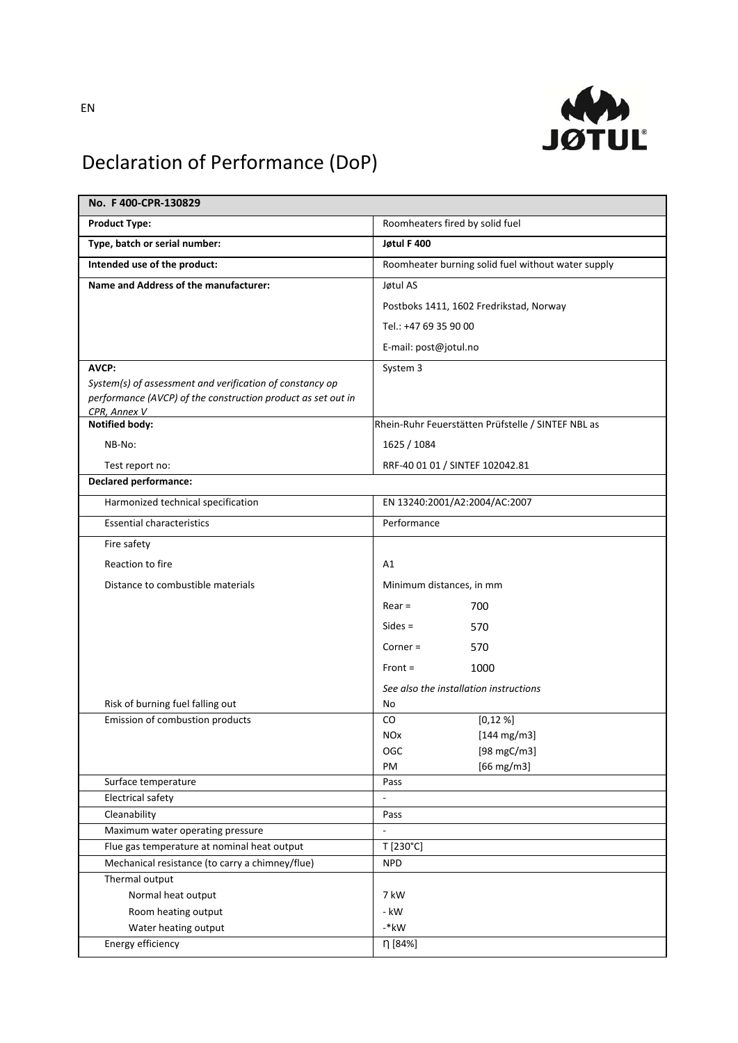EN

# Declaration of Performance (DoP)

| No. F 400-CPR-130829 | |
|---|---|
| **Product Type:** | Roomheaters fired by solid fuel |
| **Type, batch or serial number:** | **Jøtul F 400** |
| **Intended use of the product:** | Roomheater burning solid fuel without water supply |
| **Name and Address of the manufacturer:** | Jøtul AS<br>Postboks 1411, 1602 Fredrikstad, Norway<br>Tel.: +47 69 35 90 00<br>E-mail: post@jotul.no |
| **AVCP:**<br>*System(s) of assessment and verification of constancy op performance (AVCP) of the construction product as set out in CPR, Annex V* | System 3 |
| **Notified body:** | Rhein-Ruhr Feuerstätten Prüfstelle / SINTEF NBL as |
| NB-No: | 1625 / 1084 |
| Test report no: | RRF-40 01 01 / SINTEF 102042.81 |
| **Declared performance:** | |
| Harmonized technical specification | EN 13240:2001/A2:2004/AC:2007 |
| Essential characteristics | Performance |
| Fire safety | |
| Reaction to fire | A1 |
| Distance to combustible materials | Minimum distances, in mm<br>Rear = 700<br>Sides = 570<br>Corner = 570<br>Front = 1000<br>*See also the installation instructions* |
| Risk of burning fuel falling out | No |
| Emission of combustion products | CO [0,12 %]<br>NOx [144 mg/m3]<br>OGC [98 mgC/m3]<br>PM [66 mg/m3] |
| Surface temperature | Pass |
| Electrical safety | - |
| Cleanability | Pass |
| Maximum water operating pressure | - |
| Flue gas temperature at nominal heat output | T [230°C] |
| Mechanical resistance (to carry a chimney/flue) | NPD |
| Thermal output | |
| Normal heat output | 7 kW |
| Room heating output | - kW |
| Water heating output | -*kW |
| Energy efficiency | η [84%] |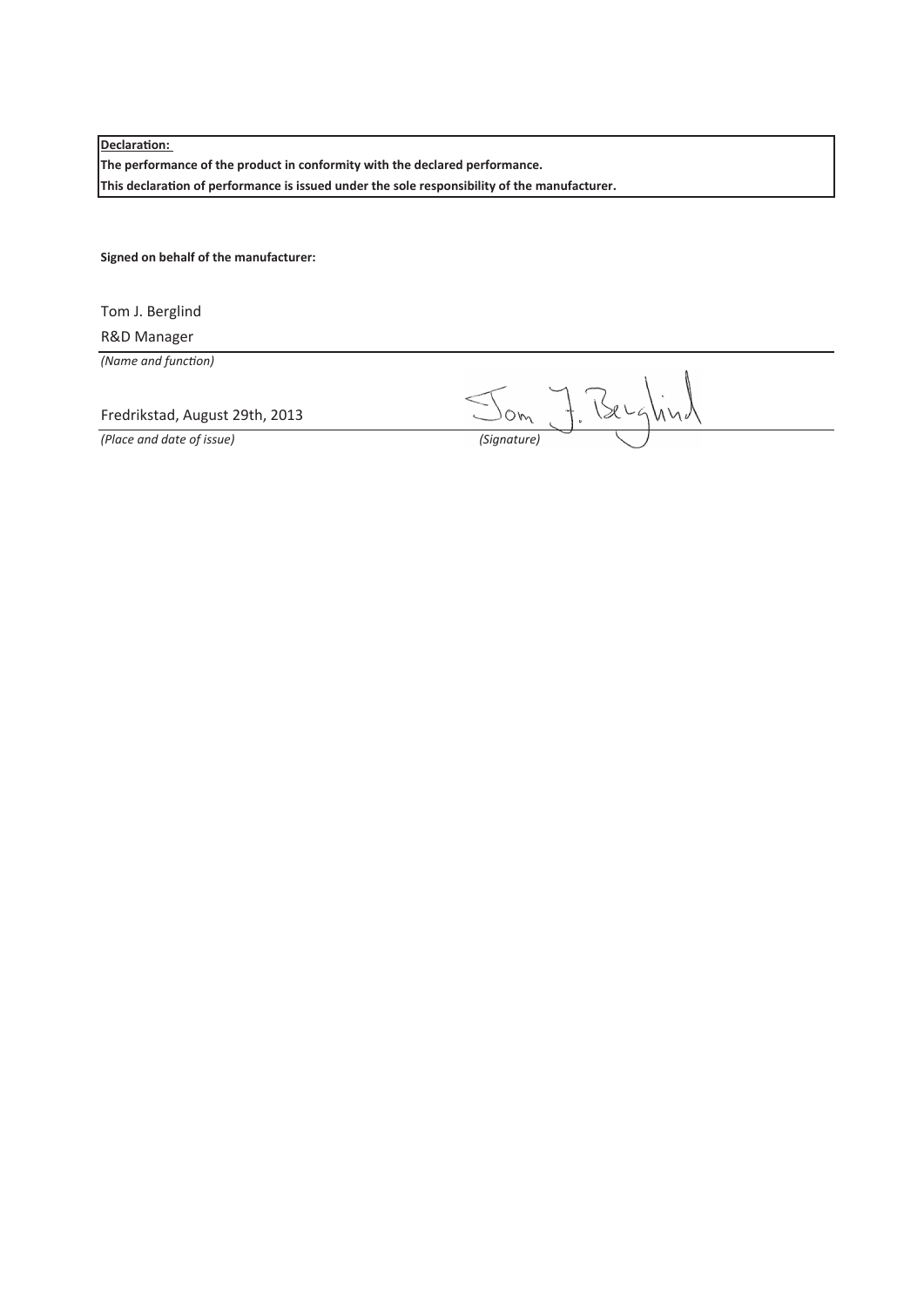**Declaration:**

**The performance of the product in conformity with the declared performance.**

**This declaration of performance is issued under the sole responsibility of the manufacturer.**

**Signed on behalf of the manufacturer:**

Tom J. Berglind

R&D Manager

*(Name and function)*

Fredrikstad, August 29th, 2013

*(Place and date of issue)* *(Signature)*